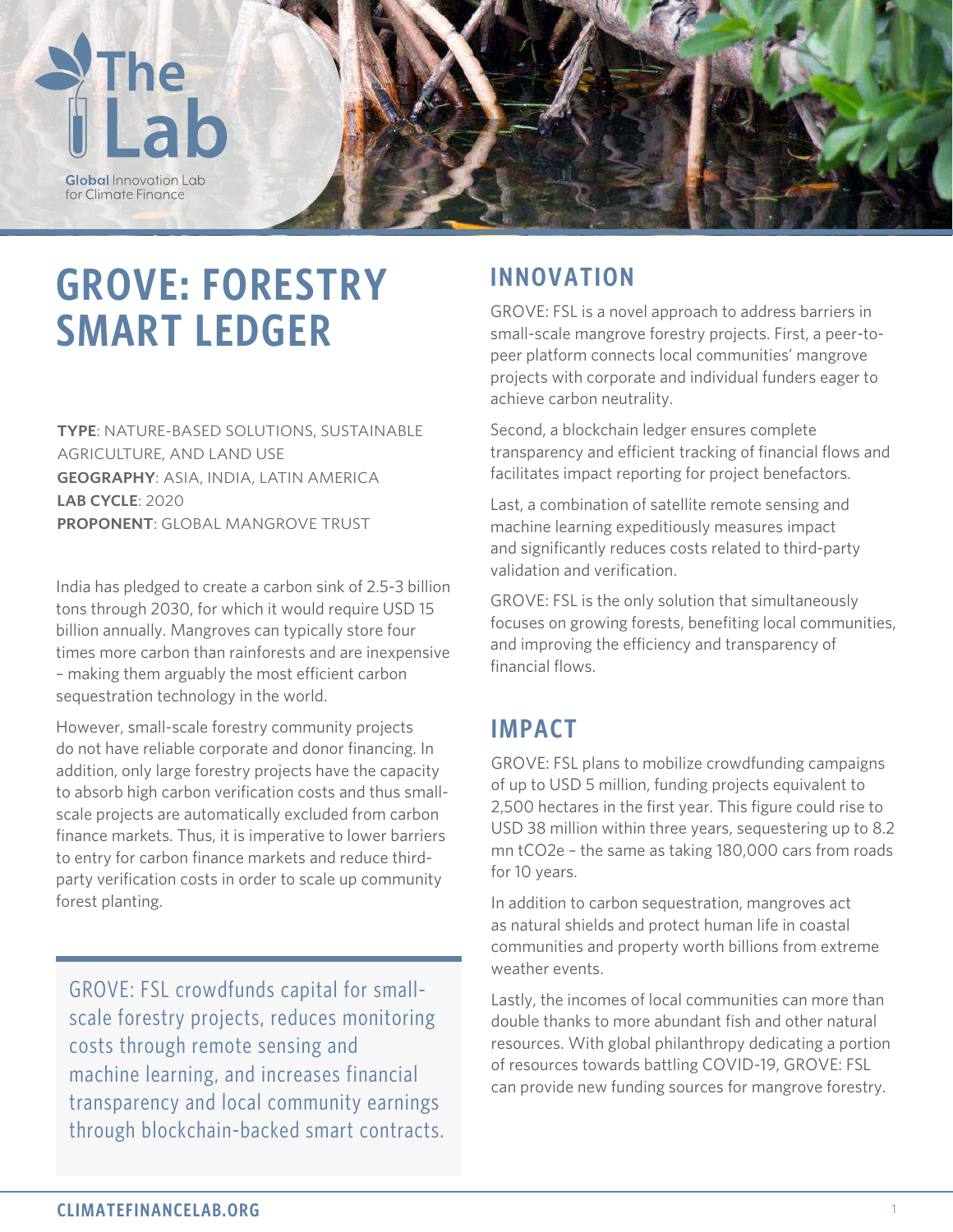# GROVE: FORESTRY SMART LEDGER

**TYPE**: NATURE-BASED SOLUTIONS, SUSTAINABLE AGRICULTURE, AND LAND USE
**GEOGRAPHY**: ASIA, INDIA, LATIN AMERICA
**LAB CYCLE**: 2020
**PROPONENT**: GLOBAL MANGROVE TRUST

India has pledged to create a carbon sink of 2.5-3 billion tons through 2030, for which it would require USD 15 billion annually. Mangroves can typically store four times more carbon than rainforests and are inexpensive – making them arguably the most efficient carbon sequestration technology in the world.

However, small-scale forestry community projects do not have reliable corporate and donor financing. In addition, only large forestry projects have the capacity to absorb high carbon verification costs and thus small-scale projects are automatically excluded from carbon finance markets. Thus, it is imperative to lower barriers to entry for carbon finance markets and reduce third-party verification costs in order to scale up community forest planting.

> GROVE: FSL crowdfunds capital for small-scale forestry projects, reduces monitoring costs through remote sensing and machine learning, and increases financial transparency and local community earnings through blockchain-backed smart contracts.

## INNOVATION

GROVE: FSL is a novel approach to address barriers in small-scale mangrove forestry projects. First, a peer-to-peer platform connects local communities' mangrove projects with corporate and individual funders eager to achieve carbon neutrality.

Second, a blockchain ledger ensures complete transparency and efficient tracking of financial flows and facilitates impact reporting for project benefactors.

Last, a combination of satellite remote sensing and machine learning expeditiously measures impact and significantly reduces costs related to third-party validation and verification.

GROVE: FSL is the only solution that simultaneously focuses on growing forests, benefiting local communities, and improving the efficiency and transparency of financial flows.

## IMPACT

GROVE: FSL plans to mobilize crowdfunding campaigns of up to USD 5 million, funding projects equivalent to 2,500 hectares in the first year. This figure could rise to USD 38 million within three years, sequestering up to 8.2 mn $tCO_2e$ – the same as taking 180,000 cars from roads for 10 years.

In addition to carbon sequestration, mangroves act as natural shields and protect human life in coastal communities and property worth billions from extreme weather events.

Lastly, the incomes of local communities can more than double thanks to more abundant fish and other natural resources. With global philanthropy dedicating a portion of resources towards battling COVID-19, GROVE: FSL can provide new funding sources for mangrove forestry.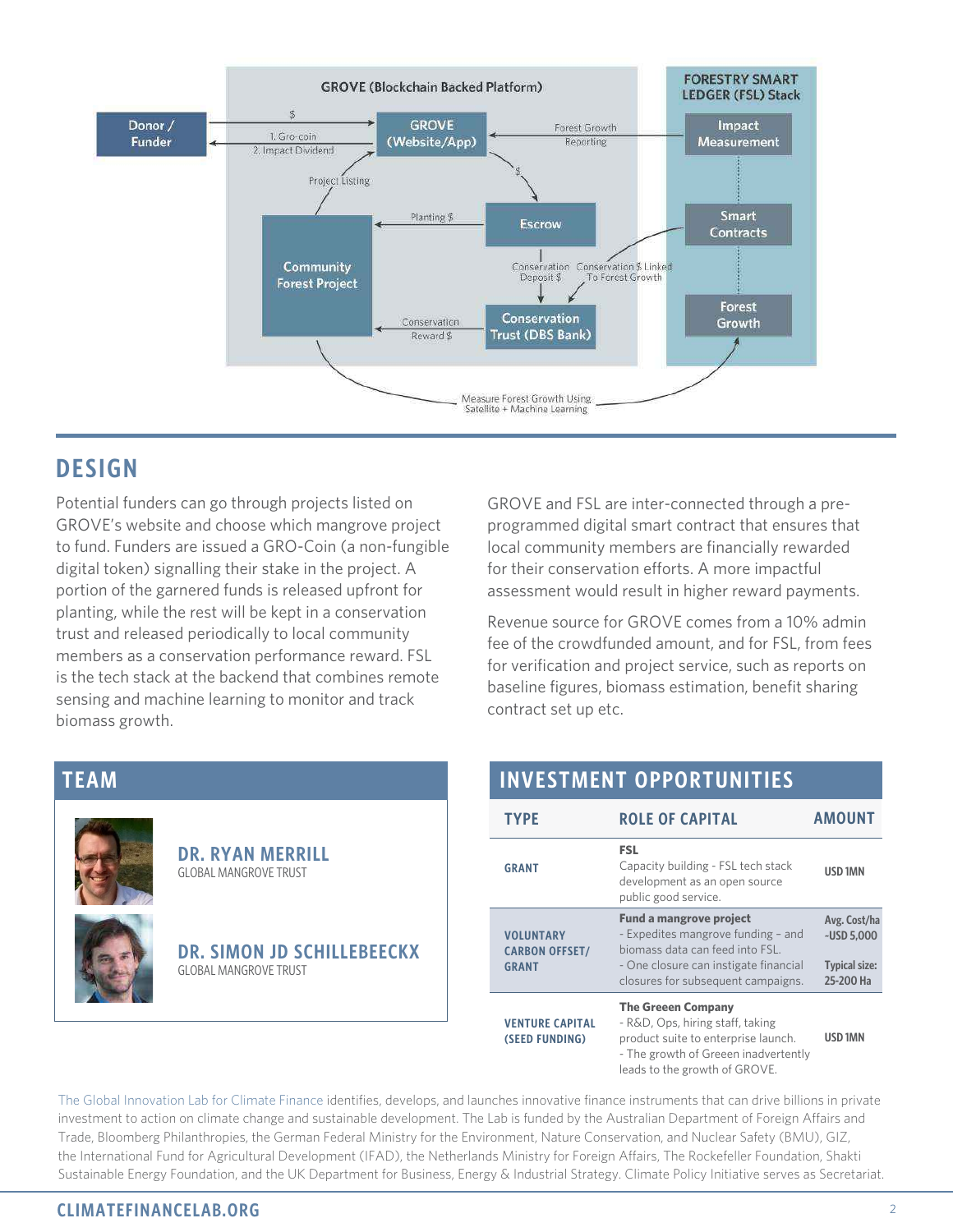GROVE (Blockchain Backed Platform)

FORESTRY SMART LEDGER (FSL) Stack

Donor / Funder

$

1. Gro-coin

2. Impact Dividend

GROVE (Website/App)

Forest Growth Reporting

Impact Measurement

Project Listing

$

Planting $

Escrow

Smart Contracts

Community Forest Project

Conservation Deposit $

Conservation $ Linked To Forest Growth

Conservation Reward $

Conservation Trust (DBS Bank)

Forest Growth

Measure Forest Growth Using Satellite + Machine Learning

## DESIGN

Potential funders can go through projects listed on GROVE's website and choose which mangrove project to fund. Funders are issued a GRO-Coin (a non-fungible digital token) signalling their stake in the project. A portion of the garnered funds is released upfront for planting, while the rest will be kept in a conservation trust and released periodically to local community members as a conservation performance reward. FSL is the tech stack at the backend that combines remote sensing and machine learning to monitor and track biomass growth.

GROVE and FSL are inter-connected through a pre-programmed digital smart contract that ensures that local community members are financially rewarded for their conservation efforts. A more impactful assessment would result in higher reward payments.

Revenue source for GROVE comes from a 10% admin fee of the crowdfunded amount, and for FSL, from fees for verification and project service, such as reports on baseline figures, biomass estimation, benefit sharing contract set up etc.

## TEAM

**DR. RYAN MERRILL**
GLOBAL MANGROVE TRUST

**DR. SIMON JD SCHILLEBEECKX**
GLOBAL MANGROVE TRUST

## INVESTMENT OPPORTUNITIES

| TYPE | ROLE OF CAPITAL | AMOUNT |
|---|---|---|
| GRANT | **FSL**<br>Capacity building - FSL tech stack development as an open source public good service. | USD 1MN |
| VOLUNTARY CARBON OFFSET/ GRANT | **Fund a mangrove project**<br>- Expedites mangrove funding – and biomass data can feed into FSL.<br>- One closure can instigate financial closures for subsequent campaigns. | Avg. Cost/ha -USD 5,000<br><br>Typical size: 25-200 Ha |
| VENTURE CAPITAL (SEED FUNDING) | **The Greeen Company**<br>- R&D, Ops, hiring staff, taking product suite to enterprise launch.<br>- The growth of Greeen inadvertently leads to the growth of GROVE. | USD 1MN |

The Global Innovation Lab for Climate Finance identifies, develops, and launches innovative finance instruments that can drive billions in private investment to action on climate change and sustainable development. The Lab is funded by the Australian Department of Foreign Affairs and Trade, Bloomberg Philanthropies, the German Federal Ministry for the Environment, Nature Conservation, and Nuclear Safety (BMU), GIZ, the International Fund for Agricultural Development (IFAD), the Netherlands Ministry for Foreign Affairs, The Rockefeller Foundation, Shakti Sustainable Energy Foundation, and the UK Department for Business, Energy & Industrial Strategy. Climate Policy Initiative serves as Secretariat.

CLIMATEFINANCELAB.ORG